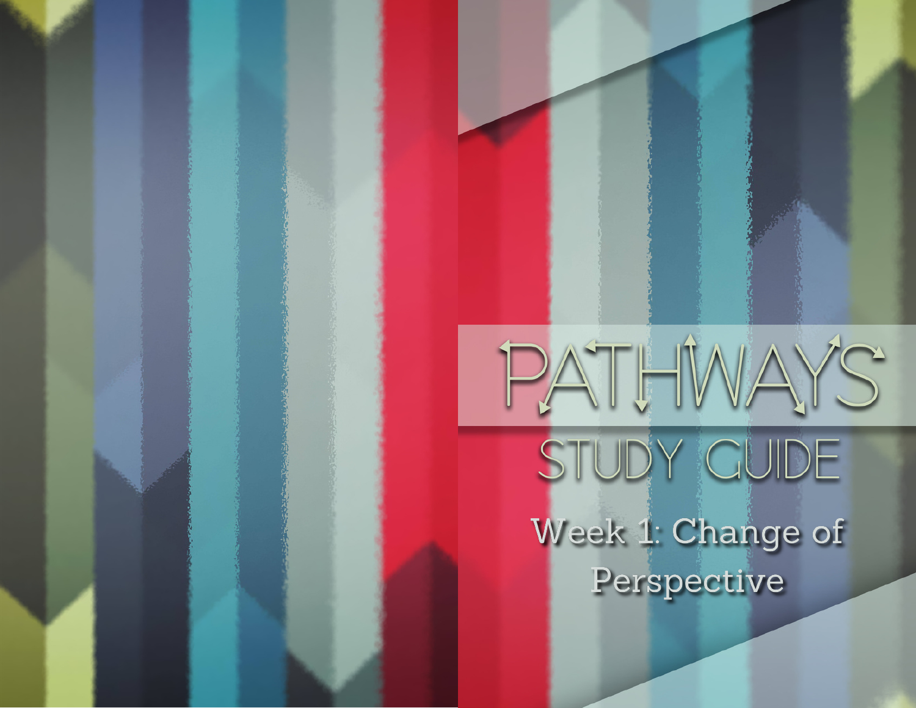# PATHWAYS

## STUDY GUIDE

Week 1: Change of Perspective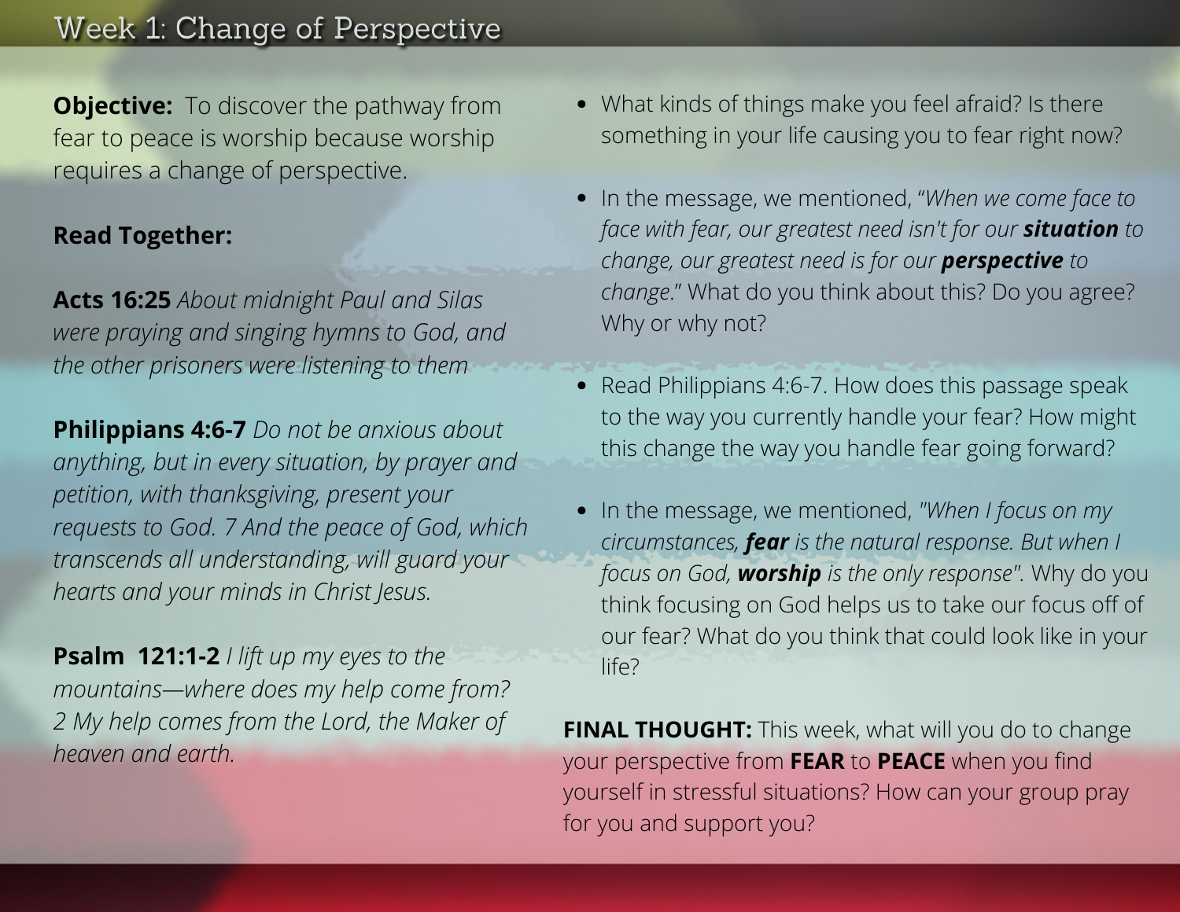# Week 1: Change of Perspective

**Objective:** To discover the pathway from fear to peace is worship because worship requires a change of perspective.

**Read Together:**

**Acts 16:25** *About midnight Paul and Silas were praying and singing hymns to God, and the other prisoners were listening to them*

**Philippians 4:6-7** *Do not be anxious about anything, but in every situation, by prayer and petition, with thanksgiving, present your requests to God. 7 And the peace of God, which transcends all understanding, will guard your hearts and your minds in Christ Jesus.*

**Psalm 121:1-2** *I lift up my eyes to the mountains—where does my help come from? 2 My help comes from the Lord, the Maker of heaven and earth.*

- What kinds of things make you feel afraid? Is there something in your life causing you to fear right now?
- In the message, we mentioned, "*When we come face to face with fear, our greatest need isn't for our* ***situation*** *to change, our greatest need is for our* ***perspective*** *to change*." What do you think about this? Do you agree? Why or why not?
- Read Philippians 4:6-7. How does this passage speak to the way you currently handle your fear? How might this change the way you handle fear going forward?
- In the message, we mentioned, *"When I focus on my circumstances,* ***fear*** *is the natural response. But when I focus on God,* ***worship*** *is the only response"*. Why do you think focusing on God helps us to take our focus off of our fear? What do you think that could look like in your life?

**FINAL THOUGHT:** This week, what will you do to change your perspective from **FEAR** to **PEACE** when you find yourself in stressful situations? How can your group pray for you and support you?